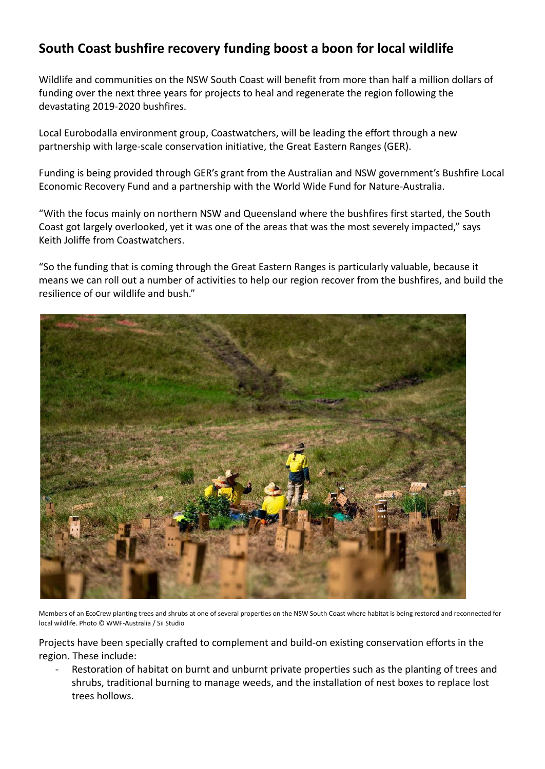## South Coast bushfire recovery funding boost a boon for local wildlife

Wildlife and communities on the NSW South Coast will benefit from more than half a million dollars of funding over the next three years for projects to heal and regenerate the region following the devastating 2019-2020 bushfires.

Local Eurobodalla environment group, Coastwatchers, will be leading the effort through a new partnership with large-scale conservation initiative, the Great Eastern Ranges (GER).

Funding is being provided through GER's grant from the Australian and NSW government's Bushfire Local Economic Recovery Fund and a partnership with the World Wide Fund for Nature-Australia.

"With the focus mainly on northern NSW and Queensland where the bushfires first started, the South Coast got largely overlooked, yet it was one of the areas that was the most severely impacted," says Keith Joliffe from Coastwatchers.

"So the funding that is coming through the Great Eastern Ranges is particularly valuable, because it means we can roll out a number of activities to help our region recover from the bushfires, and build the resilience of our wildlife and bush."

Members of an EcoCrew planting trees and shrubs at one of several properties on the NSW South Coast where habitat is being restored and reconnected for local wildlife. Photo © WWF-Australia / Sii Studio

Projects have been specially crafted to complement and build-on existing conservation efforts in the region. These include:

- Restoration of habitat on burnt and unburnt private properties such as the planting of trees and shrubs, traditional burning to manage weeds, and the installation of nest boxes to replace lost trees hollows.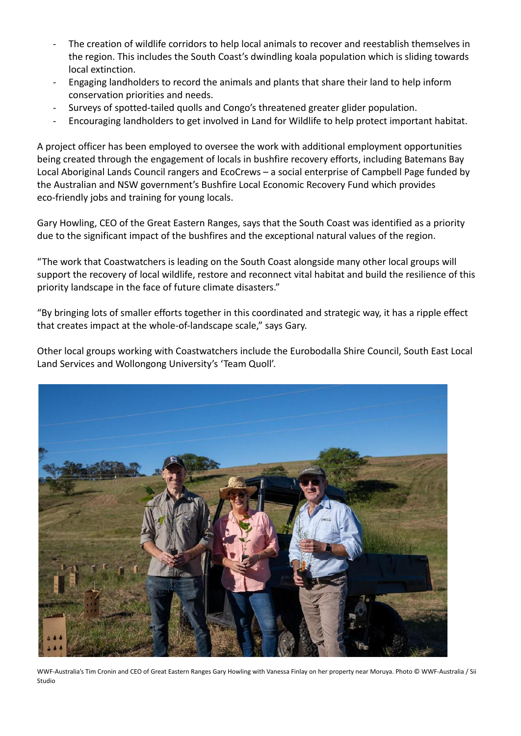- The creation of wildlife corridors to help local animals to recover and reestablish themselves in the region. This includes the South Coast's dwindling koala population which is sliding towards local extinction.
- Engaging landholders to record the animals and plants that share their land to help inform conservation priorities and needs.
- Surveys of spotted-tailed quolls and Congo's threatened greater glider population.
- Encouraging landholders to get involved in Land for Wildlife to help protect important habitat.

A project officer has been employed to oversee the work with additional employment opportunities being created through the engagement of locals in bushfire recovery efforts, including Batemans Bay Local Aboriginal Lands Council rangers and EcoCrews – a social enterprise of Campbell Page funded by the Australian and NSW government's Bushfire Local Economic Recovery Fund which provides eco-friendly jobs and training for young locals.

Gary Howling, CEO of the Great Eastern Ranges, says that the South Coast was identified as a priority due to the significant impact of the bushfires and the exceptional natural values of the region.

"The work that Coastwatchers is leading on the South Coast alongside many other local groups will support the recovery of local wildlife, restore and reconnect vital habitat and build the resilience of this priority landscape in the face of future climate disasters."

"By bringing lots of smaller efforts together in this coordinated and strategic way, it has a ripple effect that creates impact at the whole-of-landscape scale," says Gary.

Other local groups working with Coastwatchers include the Eurobodalla Shire Council, South East Local Land Services and Wollongong University's 'Team Quoll'.

WWF-Australia's Tim Cronin and CEO of Great Eastern Ranges Gary Howling with Vanessa Finlay on her property near Moruya. Photo © WWF-Australia / Sii Studio